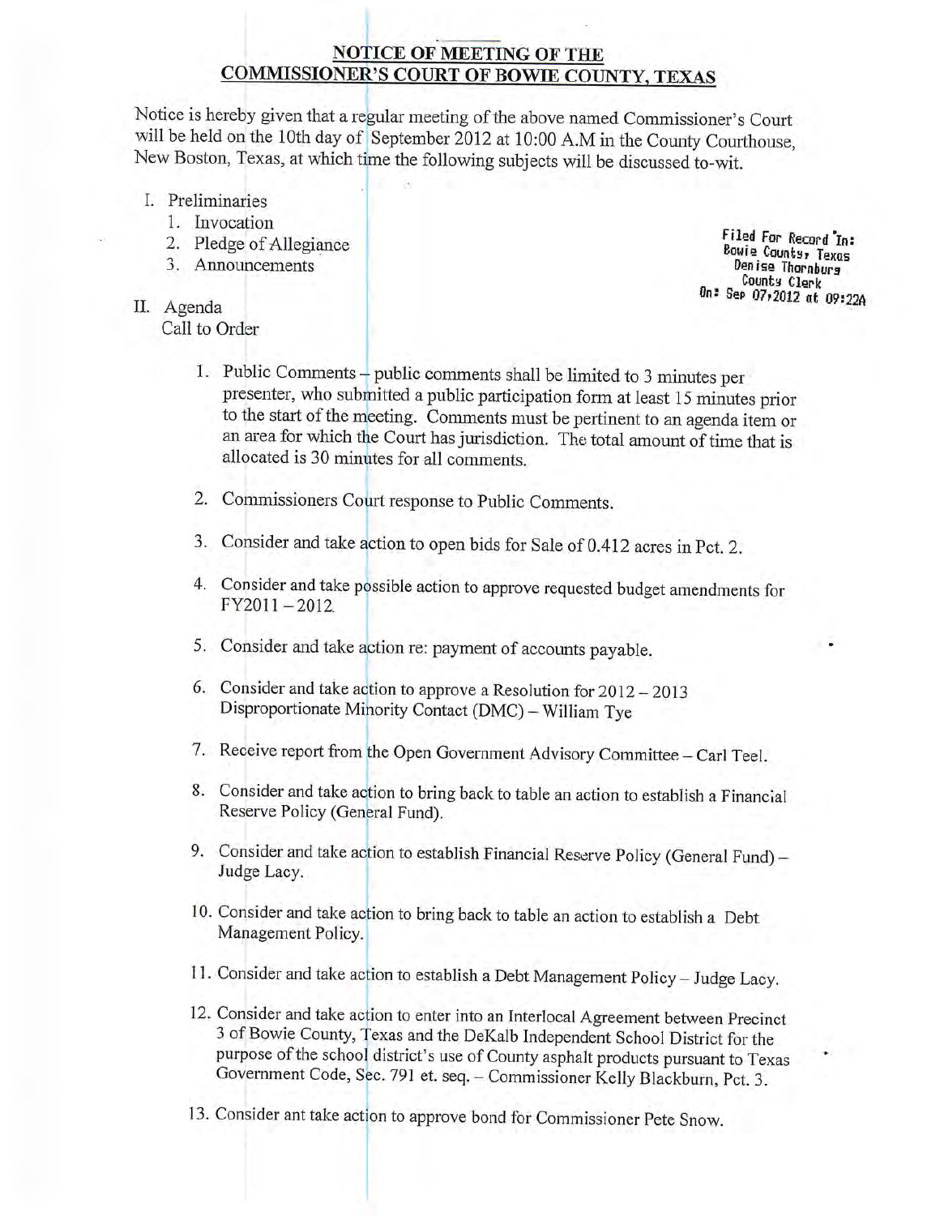## NOTICE OF MEETING OF THE COMMISSIONER'S COURT OF BOWIE COUNTY, TEXAS

Notice is hereby given that a regular meeting of the above named Commissioner's Court will be held on the 10th day of September 2012 at 10:00 A.M in the County Courthouse, New Boston, Texas, at which time the following subjects will be discussed to-wit.

Filed For Record In:
Bowie County, Texas
Denise Thornburg
County Clerk
On: Sep 07,2012 at 09:22A

I. Preliminaries
   1. Invocation
   2. Pledge of Allegiance
   3. Announcements

II. Agenda
   Call to Order

   1. Public Comments – public comments shall be limited to 3 minutes per presenter, who submitted a public participation form at least 15 minutes prior to the start of the meeting. Comments must be pertinent to an agenda item or an area for which the Court has jurisdiction. The total amount of time that is allocated is 30 minutes for all comments.

   2. Commissioners Court response to Public Comments.

   3. Consider and take action to open bids for Sale of 0.412 acres in Pct. 2.

   4. Consider and take possible action to approve requested budget amendments for FY2011 – 2012.

   5. Consider and take action re: payment of accounts payable.

   6. Consider and take action to approve a Resolution for 2012 – 2013 Disproportionate Minority Contact (DMC) – William Tye

   7. Receive report from the Open Government Advisory Committee – Carl Teel.

   8. Consider and take action to bring back to table an action to establish a Financial Reserve Policy (General Fund).

   9. Consider and take action to establish Financial Reserve Policy (General Fund) – Judge Lacy.

   10. Consider and take action to bring back to table an action to establish a Debt Management Policy.

   11. Consider and take action to establish a Debt Management Policy – Judge Lacy.

   12. Consider and take action to enter into an Interlocal Agreement between Precinct 3 of Bowie County, Texas and the DeKalb Independent School District for the purpose of the school district's use of County asphalt products pursuant to Texas Government Code, Sec. 791 et. seq. – Commissioner Kelly Blackburn, Pct. 3.

   13. Consider ant take action to approve bond for Commissioner Pete Snow.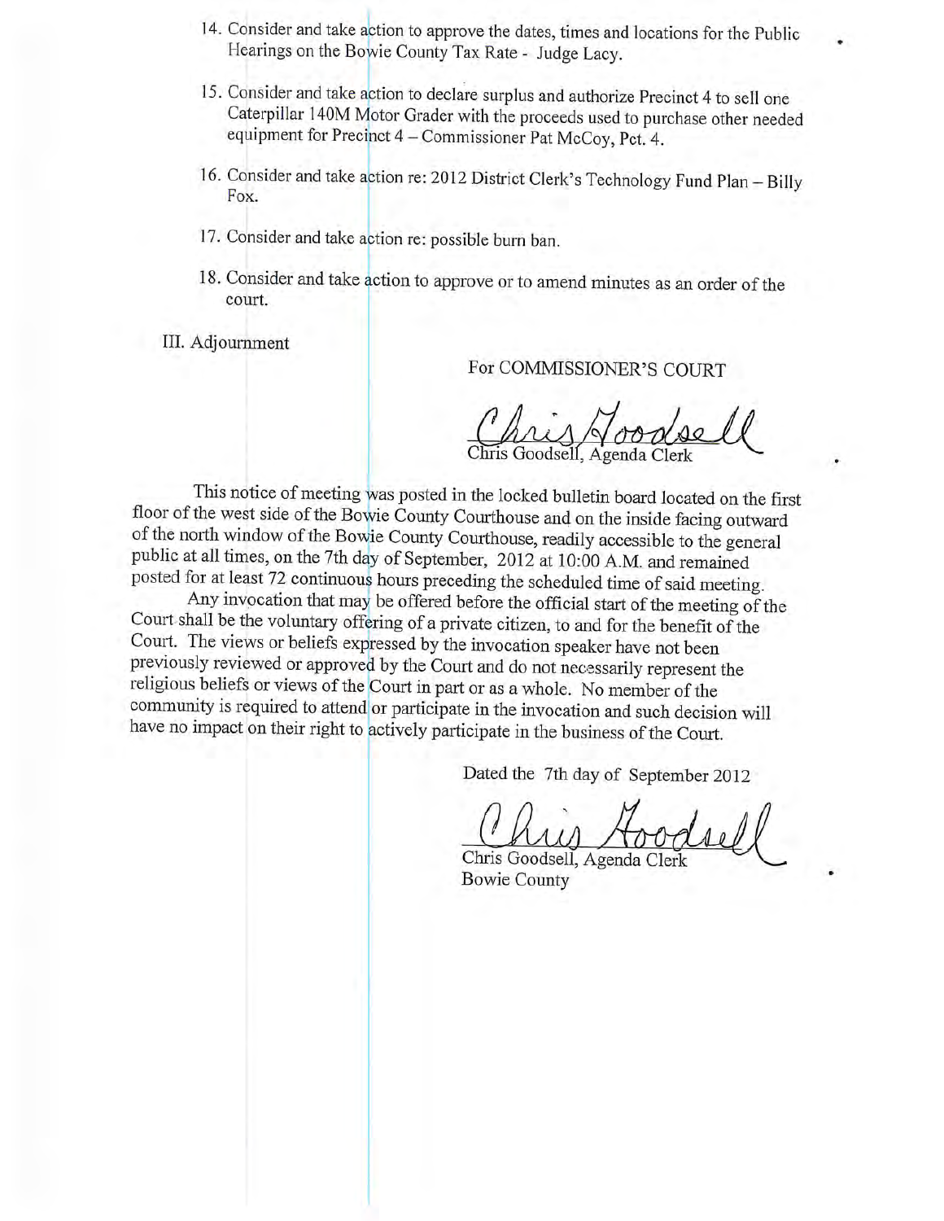14. Consider and take action to approve the dates, times and locations for the Public Hearings on the Bowie County Tax Rate - Judge Lacy.

15. Consider and take action to declare surplus and authorize Precinct 4 to sell one Caterpillar 140M Motor Grader with the proceeds used to purchase other needed equipment for Precinct 4 – Commissioner Pat McCoy, Pct. 4.

16. Consider and take action re: 2012 District Clerk's Technology Fund Plan – Billy Fox.

17. Consider and take action re: possible burn ban.

18. Consider and take action to approve or to amend minutes as an order of the court.

III. Adjournment

For COMMISSIONER'S COURT

Chris Goodsell

Chris Goodsell, Agenda Clerk

This notice of meeting was posted in the locked bulletin board located on the first floor of the west side of the Bowie County Courthouse and on the inside facing outward of the north window of the Bowie County Courthouse, readily accessible to the general public at all times, on the 7th day of September, 2012 at 10:00 A.M. and remained posted for at least 72 continuous hours preceding the scheduled time of said meeting.

Any invocation that may be offered before the official start of the meeting of the Court shall be the voluntary offering of a private citizen, to and for the benefit of the Court. The views or beliefs expressed by the invocation speaker have not been previously reviewed or approved by the Court and do not necessarily represent the religious beliefs or views of the Court in part or as a whole. No member of the community is required to attend or participate in the invocation and such decision will have no impact on their right to actively participate in the business of the Court.

Dated the 7th day of September 2012

Chris Goodsell

Chris Goodsell, Agenda Clerk
Bowie County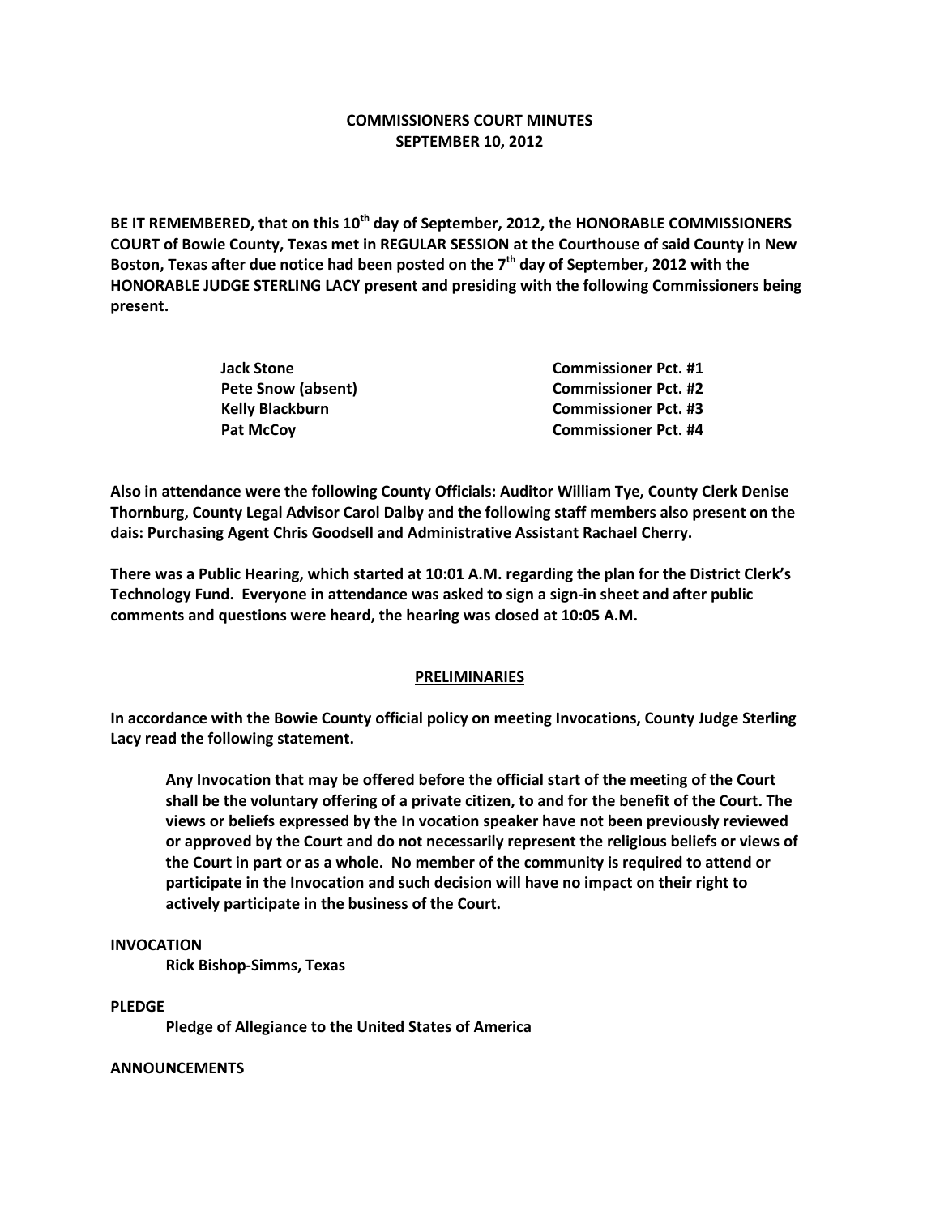**COMMISSIONERS COURT MINUTES**
**SEPTEMBER 10, 2012**

**BE IT REMEMBERED, that on this 10th day of September, 2012, the HONORABLE COMMISSIONERS COURT of Bowie County, Texas met in REGULAR SESSION at the Courthouse of said County in New Boston, Texas after due notice had been posted on the 7th day of September, 2012 with the HONORABLE JUDGE STERLING LACY present and presiding with the following Commissioners being present.**

| | |
|---|---|
| **Jack Stone** | **Commissioner Pct. #1** |
| **Pete Snow (absent)** | **Commissioner Pct. #2** |
| **Kelly Blackburn** | **Commissioner Pct. #3** |
| **Pat McCoy** | **Commissioner Pct. #4** |

**Also in attendance were the following County Officials: Auditor William Tye, County Clerk Denise Thornburg, County Legal Advisor Carol Dalby and the following staff members also present on the dais: Purchasing Agent Chris Goodsell and Administrative Assistant Rachael Cherry.**

**There was a Public Hearing, which started at 10:01 A.M. regarding the plan for the District Clerk's Technology Fund. Everyone in attendance was asked to sign a sign-in sheet and after public comments and questions were heard, the hearing was closed at 10:05 A.M.**

## PRELIMINARIES

**In accordance with the Bowie County official policy on meeting Invocations, County Judge Sterling Lacy read the following statement.**

> **Any Invocation that may be offered before the official start of the meeting of the Court shall be the voluntary offering of a private citizen, to and for the benefit of the Court. The views or beliefs expressed by the In vocation speaker have not been previously reviewed or approved by the Court and do not necessarily represent the religious beliefs or views of the Court in part or as a whole. No member of the community is required to attend or participate in the Invocation and such decision will have no impact on their right to actively participate in the business of the Court.**

**INVOCATION**

**Rick Bishop-Simms, Texas**

**PLEDGE**

**Pledge of Allegiance to the United States of America**

**ANNOUNCEMENTS**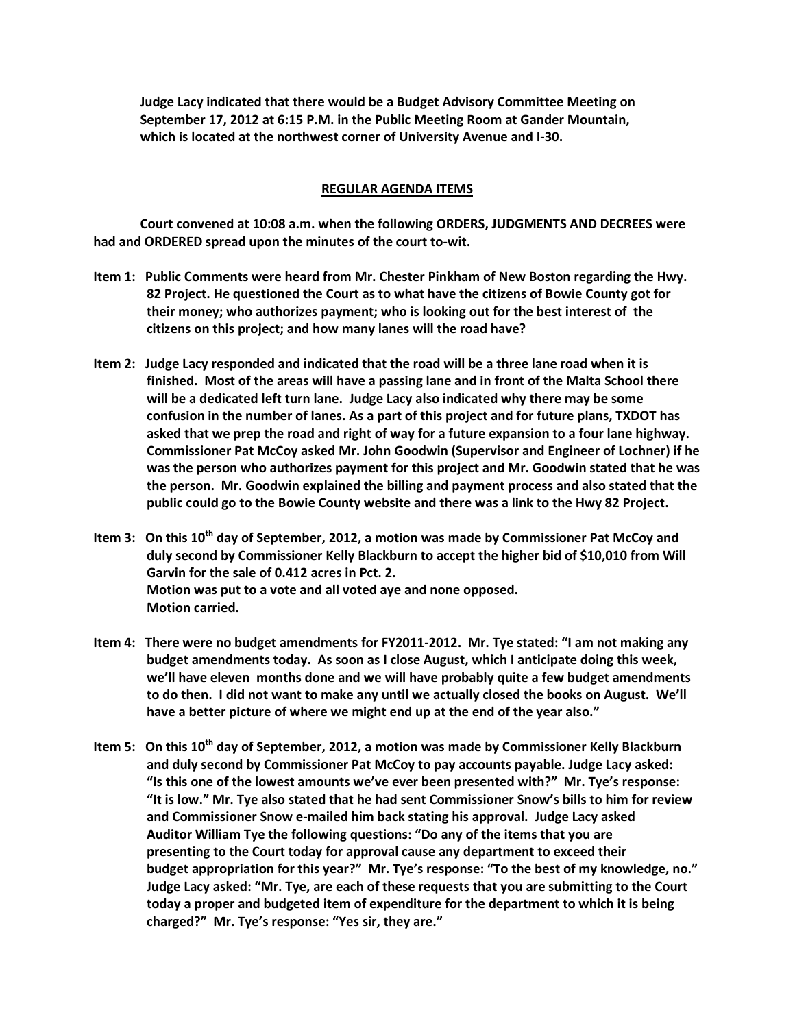**Judge Lacy indicated that there would be a Budget Advisory Committee Meeting on September 17, 2012 at 6:15 P.M. in the Public Meeting Room at Gander Mountain, which is located at the northwest corner of University Avenue and I-30.**

## REGULAR AGENDA ITEMS

**Court convened at 10:08 a.m. when the following ORDERS, JUDGMENTS AND DECREES were had and ORDERED spread upon the minutes of the court to-wit.**

**Item 1: Public Comments were heard from Mr. Chester Pinkham of New Boston regarding the Hwy. 82 Project. He questioned the Court as to what have the citizens of Bowie County got for their money; who authorizes payment; who is looking out for the best interest of the citizens on this project; and how many lanes will the road have?**

**Item 2: Judge Lacy responded and indicated that the road will be a three lane road when it is finished. Most of the areas will have a passing lane and in front of the Malta School there will be a dedicated left turn lane. Judge Lacy also indicated why there may be some confusion in the number of lanes. As a part of this project and for future plans, TXDOT has asked that we prep the road and right of way for a future expansion to a four lane highway. Commissioner Pat McCoy asked Mr. John Goodwin (Supervisor and Engineer of Lochner) if he was the person who authorizes payment for this project and Mr. Goodwin stated that he was the person. Mr. Goodwin explained the billing and payment process and also stated that the public could go to the Bowie County website and there was a link to the Hwy 82 Project.**

**Item 3: On this 10th day of September, 2012, a motion was made by Commissioner Pat McCoy and duly second by Commissioner Kelly Blackburn to accept the higher bid of $10,010 from Will Garvin for the sale of 0.412 acres in Pct. 2.**
**Motion was put to a vote and all voted aye and none opposed.**
**Motion carried.**

**Item 4: There were no budget amendments for FY2011-2012. Mr. Tye stated: "I am not making any budget amendments today. As soon as I close August, which I anticipate doing this week, we'll have eleven months done and we will have probably quite a few budget amendments to do then. I did not want to make any until we actually closed the books on August. We'll have a better picture of where we might end up at the end of the year also."**

**Item 5: On this 10th day of September, 2012, a motion was made by Commissioner Kelly Blackburn and duly second by Commissioner Pat McCoy to pay accounts payable. Judge Lacy asked: "Is this one of the lowest amounts we've ever been presented with?" Mr. Tye's response: "It is low." Mr. Tye also stated that he had sent Commissioner Snow's bills to him for review and Commissioner Snow e-mailed him back stating his approval. Judge Lacy asked Auditor William Tye the following questions: "Do any of the items that you are presenting to the Court today for approval cause any department to exceed their budget appropriation for this year?" Mr. Tye's response: "To the best of my knowledge, no." Judge Lacy asked: "Mr. Tye, are each of these requests that you are submitting to the Court today a proper and budgeted item of expenditure for the department to which it is being charged?" Mr. Tye's response: "Yes sir, they are."**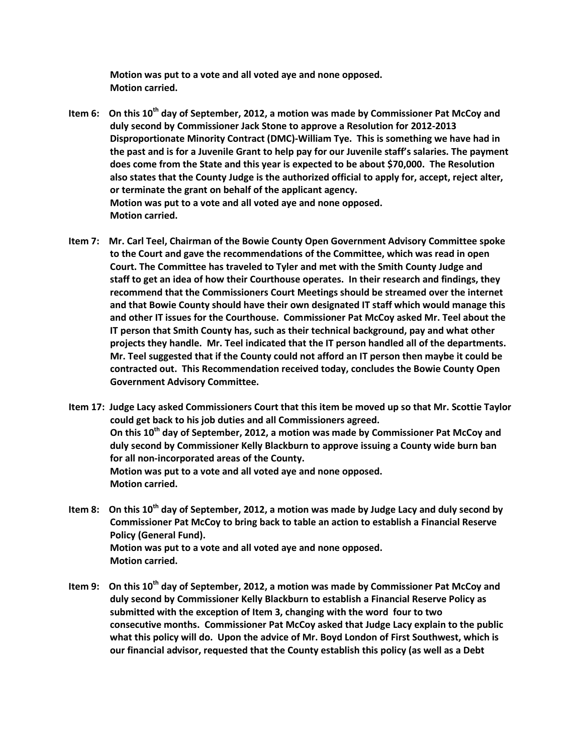**Motion was put to a vote and all voted aye and none opposed.**
**Motion carried.**

**Item 6: On this 10th day of September, 2012, a motion was made by Commissioner Pat McCoy and duly second by Commissioner Jack Stone to approve a Resolution for 2012-2013 Disproportionate Minority Contract (DMC)-William Tye. This is something we have had in the past and is for a Juvenile Grant to help pay for our Juvenile staff's salaries. The payment does come from the State and this year is expected to be about $70,000. The Resolution also states that the County Judge is the authorized official to apply for, accept, reject alter, or terminate the grant on behalf of the applicant agency.**
**Motion was put to a vote and all voted aye and none opposed.**
**Motion carried.**

**Item 7: Mr. Carl Teel, Chairman of the Bowie County Open Government Advisory Committee spoke to the Court and gave the recommendations of the Committee, which was read in open Court. The Committee has traveled to Tyler and met with the Smith County Judge and staff to get an idea of how their Courthouse operates. In their research and findings, they recommend that the Commissioners Court Meetings should be streamed over the internet and that Bowie County should have their own designated IT staff which would manage this and other IT issues for the Courthouse. Commissioner Pat McCoy asked Mr. Teel about the IT person that Smith County has, such as their technical background, pay and what other projects they handle. Mr. Teel indicated that the IT person handled all of the departments. Mr. Teel suggested that if the County could not afford an IT person then maybe it could be contracted out. This Recommendation received today, concludes the Bowie County Open Government Advisory Committee.**

**Item 17: Judge Lacy asked Commissioners Court that this item be moved up so that Mr. Scottie Taylor could get back to his job duties and all Commissioners agreed.**
**On this 10th day of September, 2012, a motion was made by Commissioner Pat McCoy and duly second by Commissioner Kelly Blackburn to approve issuing a County wide burn ban for all non-incorporated areas of the County.**
**Motion was put to a vote and all voted aye and none opposed.**
**Motion carried.**

**Item 8: On this 10th day of September, 2012, a motion was made by Judge Lacy and duly second by Commissioner Pat McCoy to bring back to table an action to establish a Financial Reserve Policy (General Fund).**
**Motion was put to a vote and all voted aye and none opposed.**
**Motion carried.**

**Item 9: On this 10th day of September, 2012, a motion was made by Commissioner Pat McCoy and duly second by Commissioner Kelly Blackburn to establish a Financial Reserve Policy as submitted with the exception of Item 3, changing with the word four to two consecutive months. Commissioner Pat McCoy asked that Judge Lacy explain to the public what this policy will do. Upon the advice of Mr. Boyd London of First Southwest, which is our financial advisor, requested that the County establish this policy (as well as a Debt**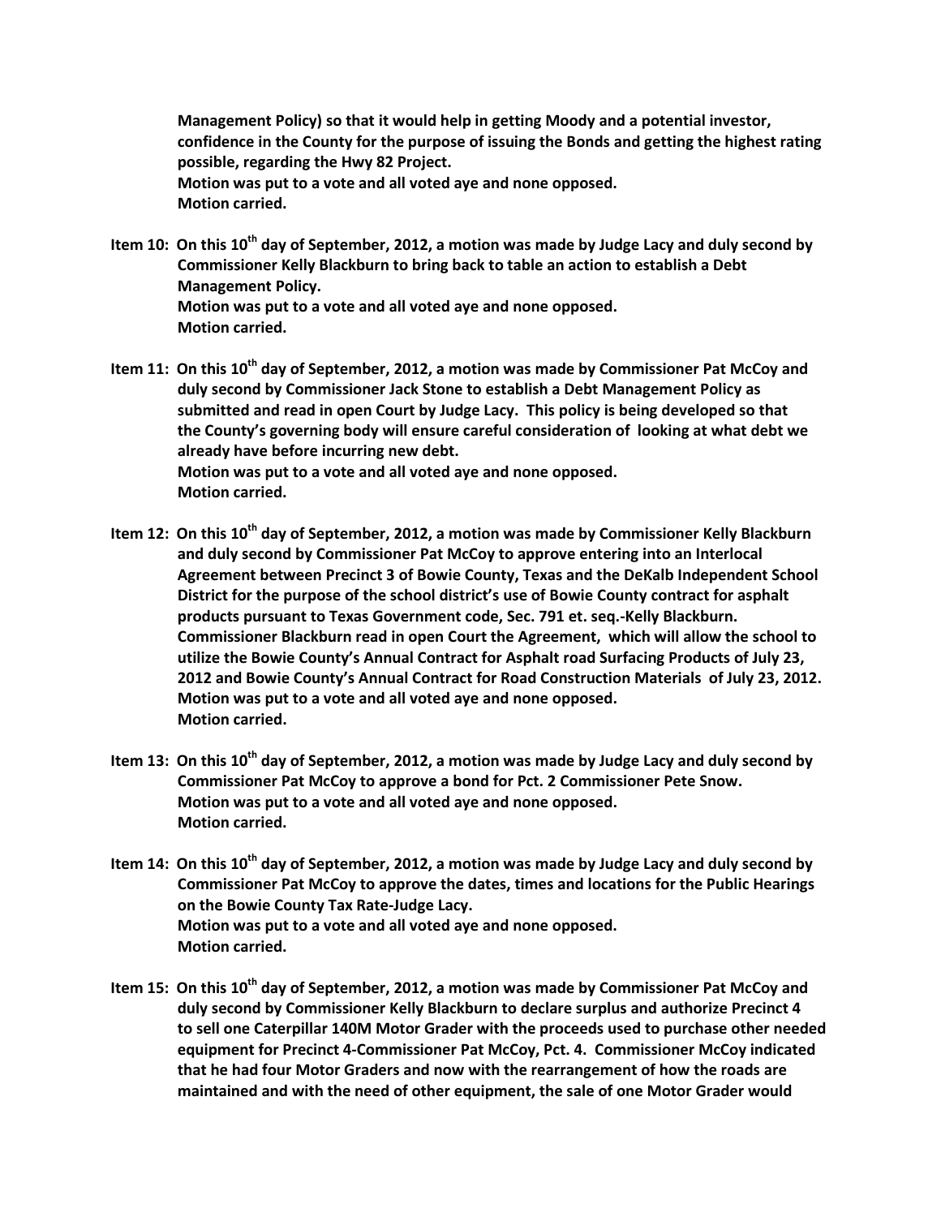**Management Policy) so that it would help in getting Moody and a potential investor, confidence in the County for the purpose of issuing the Bonds and getting the highest rating possible, regarding the Hwy 82 Project.**
**Motion was put to a vote and all voted aye and none opposed.**
**Motion carried.**

**Item 10: On this 10th day of September, 2012, a motion was made by Judge Lacy and duly second by Commissioner Kelly Blackburn to bring back to table an action to establish a Debt Management Policy.**
**Motion was put to a vote and all voted aye and none opposed.**
**Motion carried.**

**Item 11: On this 10th day of September, 2012, a motion was made by Commissioner Pat McCoy and duly second by Commissioner Jack Stone to establish a Debt Management Policy as submitted and read in open Court by Judge Lacy. This policy is being developed so that the County's governing body will ensure careful consideration of looking at what debt we already have before incurring new debt.**
**Motion was put to a vote and all voted aye and none opposed.**
**Motion carried.**

**Item 12: On this 10th day of September, 2012, a motion was made by Commissioner Kelly Blackburn and duly second by Commissioner Pat McCoy to approve entering into an Interlocal Agreement between Precinct 3 of Bowie County, Texas and the DeKalb Independent School District for the purpose of the school district's use of Bowie County contract for asphalt products pursuant to Texas Government code, Sec. 791 et. seq.-Kelly Blackburn. Commissioner Blackburn read in open Court the Agreement, which will allow the school to utilize the Bowie County's Annual Contract for Asphalt road Surfacing Products of July 23, 2012 and Bowie County's Annual Contract for Road Construction Materials of July 23, 2012.**
**Motion was put to a vote and all voted aye and none opposed.**
**Motion carried.**

**Item 13: On this 10th day of September, 2012, a motion was made by Judge Lacy and duly second by Commissioner Pat McCoy to approve a bond for Pct. 2 Commissioner Pete Snow.**
**Motion was put to a vote and all voted aye and none opposed.**
**Motion carried.**

**Item 14: On this 10th day of September, 2012, a motion was made by Judge Lacy and duly second by Commissioner Pat McCoy to approve the dates, times and locations for the Public Hearings on the Bowie County Tax Rate-Judge Lacy.**
**Motion was put to a vote and all voted aye and none opposed.**
**Motion carried.**

**Item 15: On this 10th day of September, 2012, a motion was made by Commissioner Pat McCoy and duly second by Commissioner Kelly Blackburn to declare surplus and authorize Precinct 4 to sell one Caterpillar 140M Motor Grader with the proceeds used to purchase other needed equipment for Precinct 4-Commissioner Pat McCoy, Pct. 4. Commissioner McCoy indicated that he had four Motor Graders and now with the rearrangement of how the roads are maintained and with the need of other equipment, the sale of one Motor Grader would**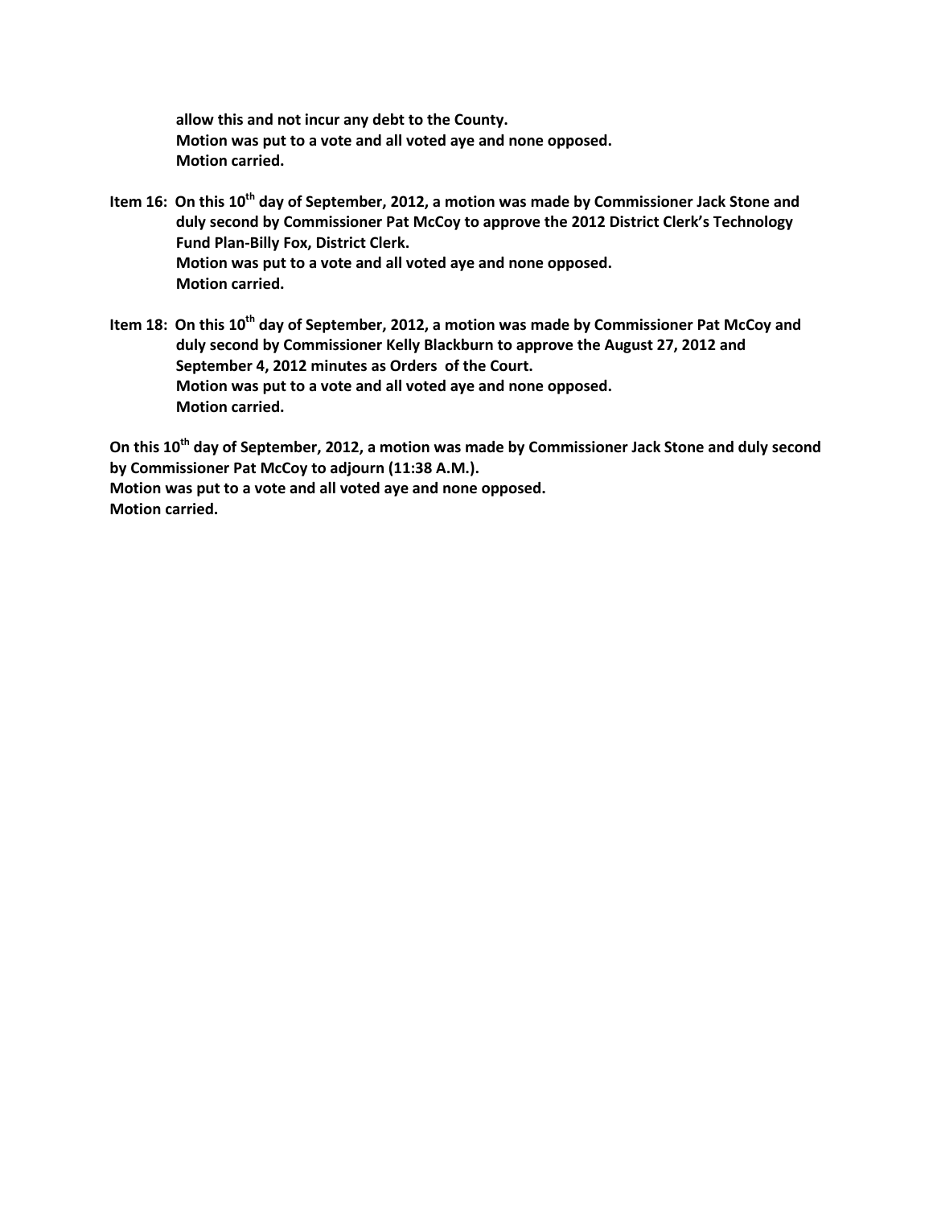**allow this and not incur any debt to the County.**
**Motion was put to a vote and all voted aye and none opposed.**
**Motion carried.**

**Item 16: On this 10th day of September, 2012, a motion was made by Commissioner Jack Stone and duly second by Commissioner Pat McCoy to approve the 2012 District Clerk's Technology Fund Plan-Billy Fox, District Clerk.**
**Motion was put to a vote and all voted aye and none opposed.**
**Motion carried.**

**Item 18: On this 10th day of September, 2012, a motion was made by Commissioner Pat McCoy and duly second by Commissioner Kelly Blackburn to approve the August 27, 2012 and September 4, 2012 minutes as Orders of the Court.**
**Motion was put to a vote and all voted aye and none opposed.**
**Motion carried.**

**On this 10th day of September, 2012, a motion was made by Commissioner Jack Stone and duly second by Commissioner Pat McCoy to adjourn (11:38 A.M.).**
**Motion was put to a vote and all voted aye and none opposed.**
**Motion carried.**